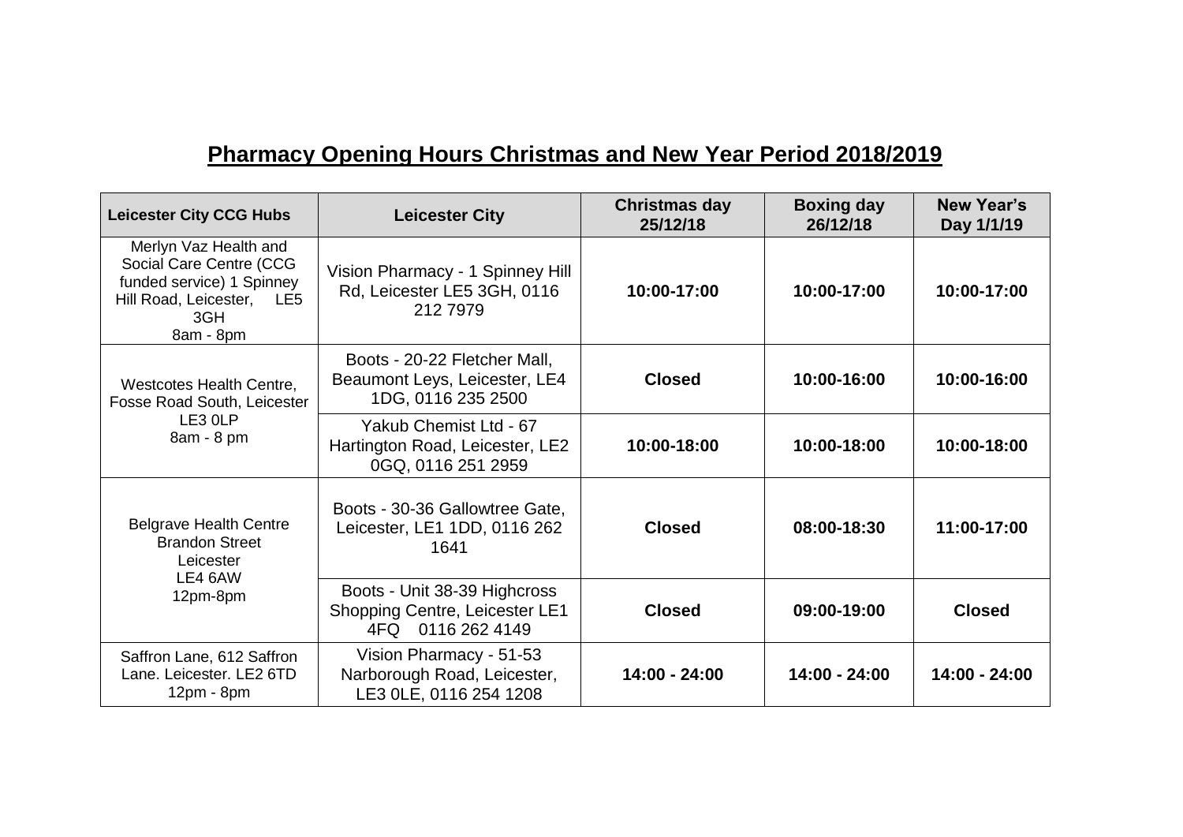# Pharmacy Opening Hours Christmas and New Year Period 2018/2019

| Leicester City CCG Hubs | Leicester City | Christmas day 25/12/18 | Boxing day 26/12/18 | New Year's Day 1/1/19 |
|---|---|---|---|---|
| Merlyn Vaz Health and Social Care Centre (CCG funded service) 1 Spinney Hill Road, Leicester, LE5 3GH 8am - 8pm | Vision Pharmacy - 1 Spinney Hill Rd, Leicester LE5 3GH, 0116 212 7979 | **10:00-17:00** | **10:00-17:00** | **10:00-17:00** |
| Westcotes Health Centre, Fosse Road South, Leicester LE3 0LP 8am - 8 pm | Boots - 20-22 Fletcher Mall, Beaumont Leys, Leicester, LE4 1DG, 0116 235 2500 | **Closed** | **10:00-16:00** | **10:00-16:00** |
| | Yakub Chemist Ltd - 67 Hartington Road, Leicester, LE2 0GQ, 0116 251 2959 | **10:00-18:00** | **10:00-18:00** | **10:00-18:00** |
| Belgrave Health Centre Brandon Street Leicester LE4 6AW 12pm-8pm | Boots - 30-36 Gallowtree Gate, Leicester, LE1 1DD, 0116 262 1641 | **Closed** | **08:00-18:30** | **11:00-17:00** |
| | Boots - Unit 38-39 Highcross Shopping Centre, Leicester LE1 4FQ 0116 262 4149 | **Closed** | **09:00-19:00** | **Closed** |
| Saffron Lane, 612 Saffron Lane. Leicester. LE2 6TD 12pm - 8pm | Vision Pharmacy - 51-53 Narborough Road, Leicester, LE3 0LE, 0116 254 1208 | **14:00 - 24:00** | **14:00 - 24:00** | **14:00 - 24:00** |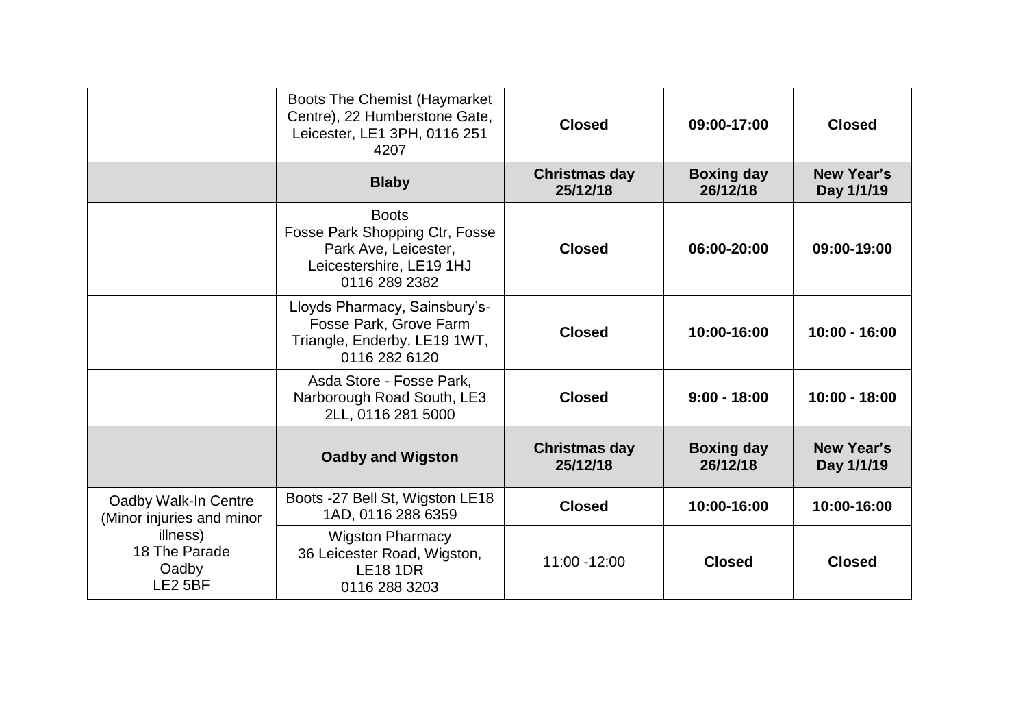| | | | | |
|---|---|---|---|---|
| | Boots The Chemist (Haymarket Centre), 22 Humberstone Gate, Leicester, LE1 3PH, 0116 251 4207 | **Closed** | **09:00-17:00** | **Closed** |
| | **Blaby** | **Christmas day 25/12/18** | **Boxing day 26/12/18** | **New Year's Day 1/1/19** |
| | Boots<br>Fosse Park Shopping Ctr, Fosse Park Ave, Leicester, Leicestershire, LE19 1HJ<br>0116 289 2382 | **Closed** | **06:00-20:00** | **09:00-19:00** |
| | Lloyds Pharmacy, Sainsbury's-Fosse Park, Grove Farm Triangle, Enderby, LE19 1WT, 0116 282 6120 | **Closed** | **10:00-16:00** | **10:00 - 16:00** |
| | Asda Store - Fosse Park, Narborough Road South, LE3 2LL, 0116 281 5000 | **Closed** | **9:00 - 18:00** | **10:00 - 18:00** |
| | **Oadby and Wigston** | **Christmas day 25/12/18** | **Boxing day 26/12/18** | **New Year's Day 1/1/19** |
| Oadby Walk-In Centre (Minor injuries and minor illness)<br>18 The Parade<br>Oadby<br>LE2 5BF | Boots -27 Bell St, Wigston LE18 1AD, 0116 288 6359 | **Closed** | **10:00-16:00** | **10:00-16:00** |
| | Wigston Pharmacy<br>36 Leicester Road, Wigston, LE18 1DR<br>0116 288 3203 | 11:00 -12:00 | **Closed** | **Closed** |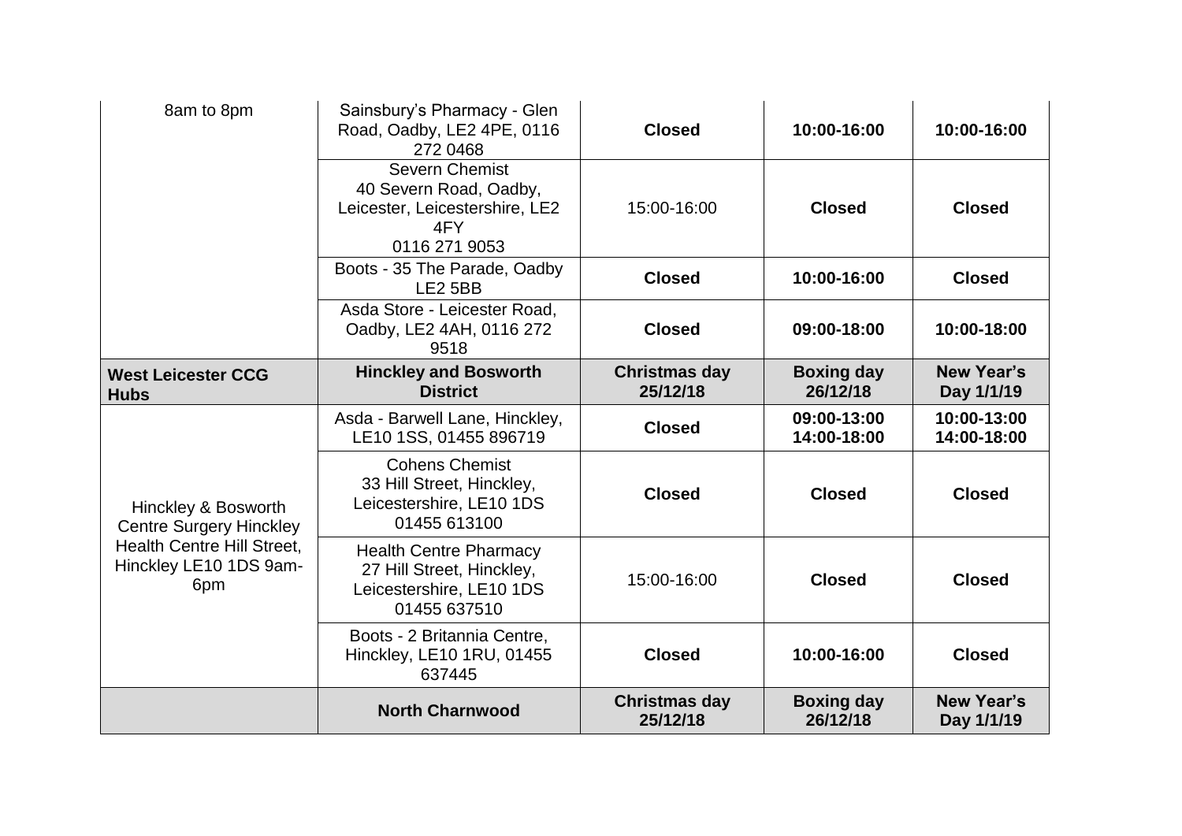| 8am to 8pm | Sainsbury's Pharmacy - Glen Road, Oadby, LE2 4PE, 0116 272 0468 | **Closed** | **10:00-16:00** | **10:00-16:00** |
|---|---|---|---|---|
| | Severn Chemist 40 Severn Road, Oadby, Leicester, Leicestershire, LE2 4FY 0116 271 9053 | 15:00-16:00 | **Closed** | **Closed** |
| | Boots - 35 The Parade, Oadby LE2 5BB | **Closed** | **10:00-16:00** | **Closed** |
| | Asda Store - Leicester Road, Oadby, LE2 4AH, 0116 272 9518 | **Closed** | **09:00-18:00** | **10:00-18:00** |
| **West Leicester CCG Hubs** | **Hinckley and Bosworth District** | **Christmas day 25/12/18** | **Boxing day 26/12/18** | **New Year's Day 1/1/19** |
| Hinckley & Bosworth Centre Surgery Hinckley Health Centre Hill Street, Hinckley LE10 1DS 9am-6pm | Asda - Barwell Lane, Hinckley, LE10 1SS, 01455 896719 | **Closed** | **09:00-13:00 14:00-18:00** | **10:00-13:00 14:00-18:00** |
| | Cohens Chemist 33 Hill Street, Hinckley, Leicestershire, LE10 1DS 01455 613100 | **Closed** | **Closed** | **Closed** |
| | Health Centre Pharmacy 27 Hill Street, Hinckley, Leicestershire, LE10 1DS 01455 637510 | 15:00-16:00 | **Closed** | **Closed** |
| | Boots - 2 Britannia Centre, Hinckley, LE10 1RU, 01455 637445 | **Closed** | **10:00-16:00** | **Closed** |
| | **North Charnwood** | **Christmas day 25/12/18** | **Boxing day 26/12/18** | **New Year's Day 1/1/19** |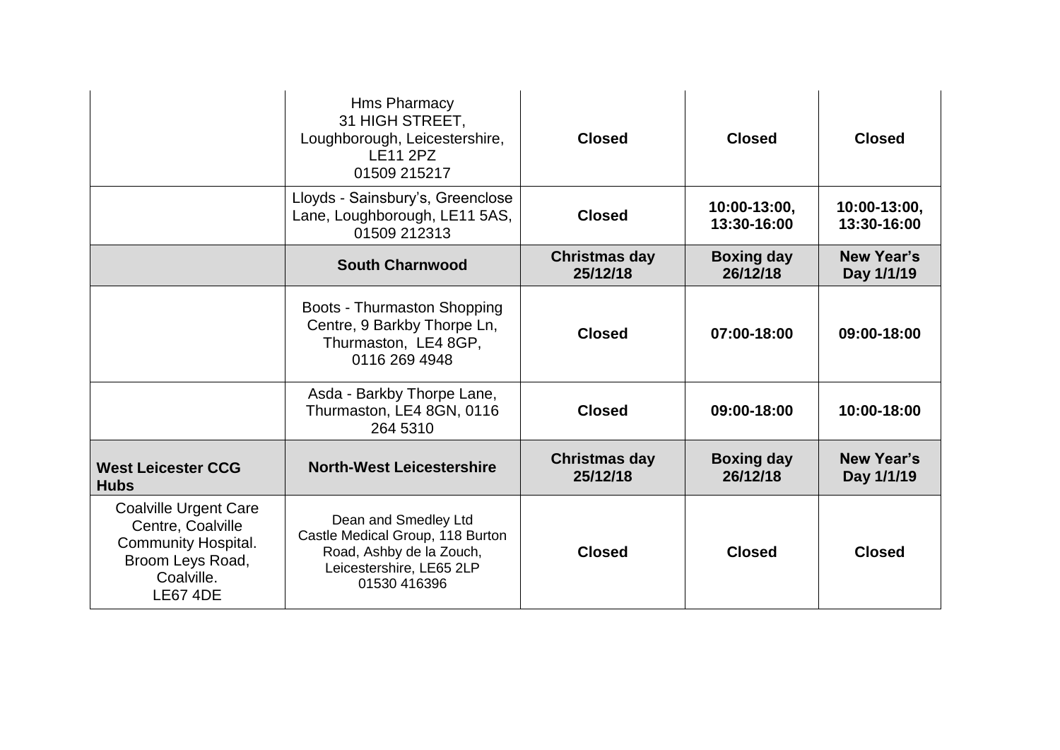| | | | | |
|---|---|---|---|---|
| | Hms Pharmacy<br>31 HIGH STREET,<br>Loughborough, Leicestershire,<br>LE11 2PZ<br>01509 215217 | **Closed** | **Closed** | **Closed** |
| | Lloyds - Sainsbury's, Greenclose Lane, Loughborough, LE11 5AS, 01509 212313 | **Closed** | **10:00-13:00, 13:30-16:00** | **10:00-13:00, 13:30-16:00** |
| | **South Charnwood** | **Christmas day 25/12/18** | **Boxing day 26/12/18** | **New Year's Day 1/1/19** |
| | Boots - Thurmaston Shopping Centre, 9 Barkby Thorpe Ln, Thurmaston, LE4 8GP, 0116 269 4948 | **Closed** | **07:00-18:00** | **09:00-18:00** |
| | Asda - Barkby Thorpe Lane, Thurmaston, LE4 8GN, 0116 264 5310 | **Closed** | **09:00-18:00** | **10:00-18:00** |
| **West Leicester CCG Hubs** | **North-West Leicestershire** | **Christmas day 25/12/18** | **Boxing day 26/12/18** | **New Year's Day 1/1/19** |
| Coalville Urgent Care Centre, Coalville Community Hospital. Broom Leys Road, Coalville. LE67 4DE | Dean and Smedley Ltd<br>Castle Medical Group, 118 Burton Road, Ashby de la Zouch, Leicestershire, LE65 2LP<br>01530 416396 | **Closed** | **Closed** | **Closed** |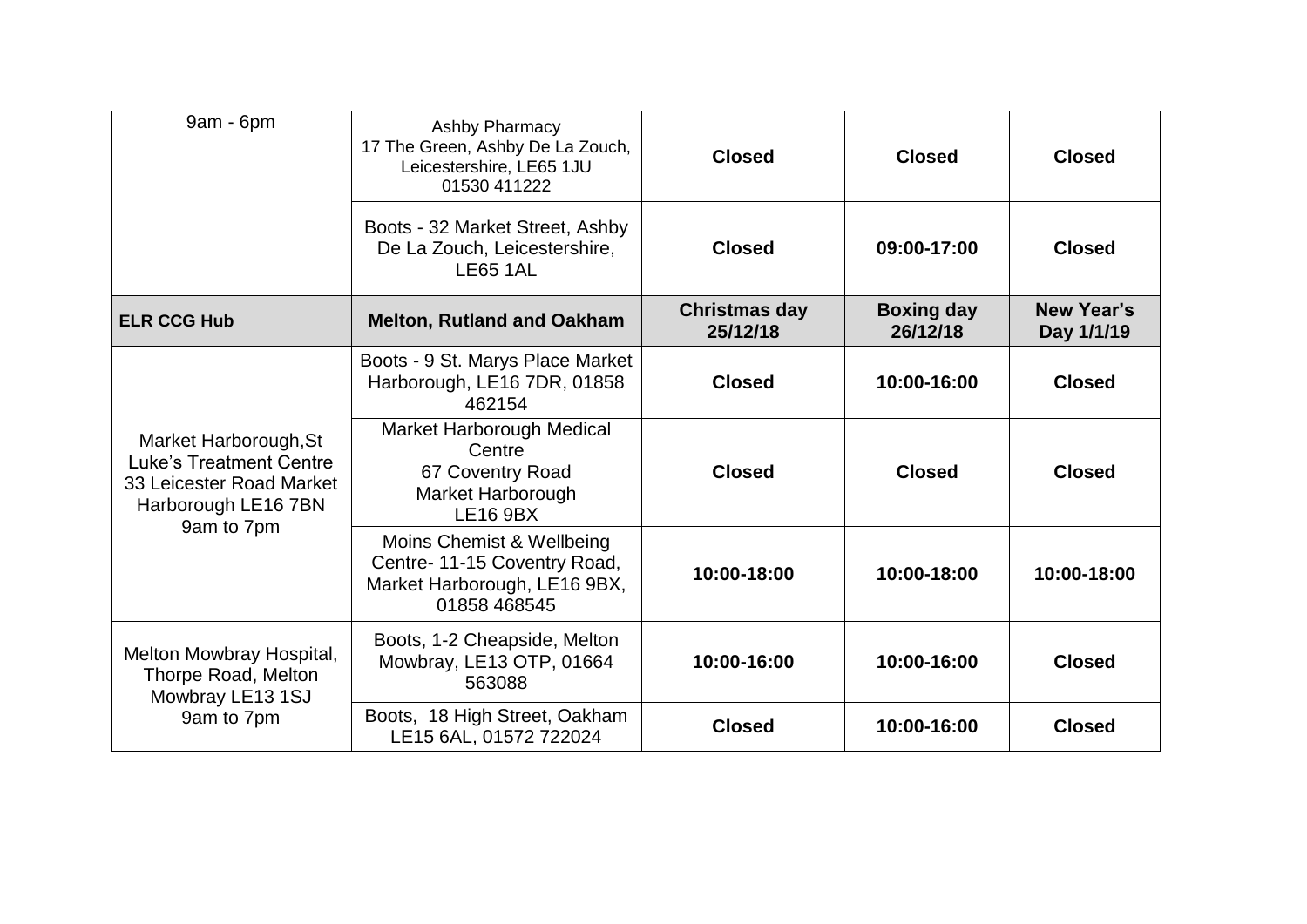| 9am - 6pm | Ashby Pharmacy 17 The Green, Ashby De La Zouch, Leicestershire, LE65 1JU 01530 411222 | **Closed** | **Closed** | **Closed** |
|---|---|---|---|---|
| | Boots - 32 Market Street, Ashby De La Zouch, Leicestershire, LE65 1AL | **Closed** | **09:00-17:00** | **Closed** |
| **ELR CCG Hub** | **Melton, Rutland and Oakham** | **Christmas day 25/12/18** | **Boxing day 26/12/18** | **New Year's Day 1/1/19** |
| Market Harborough,St Luke's Treatment Centre 33 Leicester Road Market Harborough LE16 7BN 9am to 7pm | Boots - 9 St. Marys Place Market Harborough, LE16 7DR, 01858 462154 | **Closed** | **10:00-16:00** | **Closed** |
| | Market Harborough Medical Centre 67 Coventry Road Market Harborough LE16 9BX | **Closed** | **Closed** | **Closed** |
| | Moins Chemist & Wellbeing Centre- 11-15 Coventry Road, Market Harborough, LE16 9BX, 01858 468545 | **10:00-18:00** | **10:00-18:00** | **10:00-18:00** |
| Melton Mowbray Hospital, Thorpe Road, Melton Mowbray LE13 1SJ 9am to 7pm | Boots, 1-2 Cheapside, Melton Mowbray, LE13 OTP, 01664 563088 | **10:00-16:00** | **10:00-16:00** | **Closed** |
| | Boots, 18 High Street, Oakham LE15 6AL, 01572 722024 | **Closed** | **10:00-16:00** | **Closed** |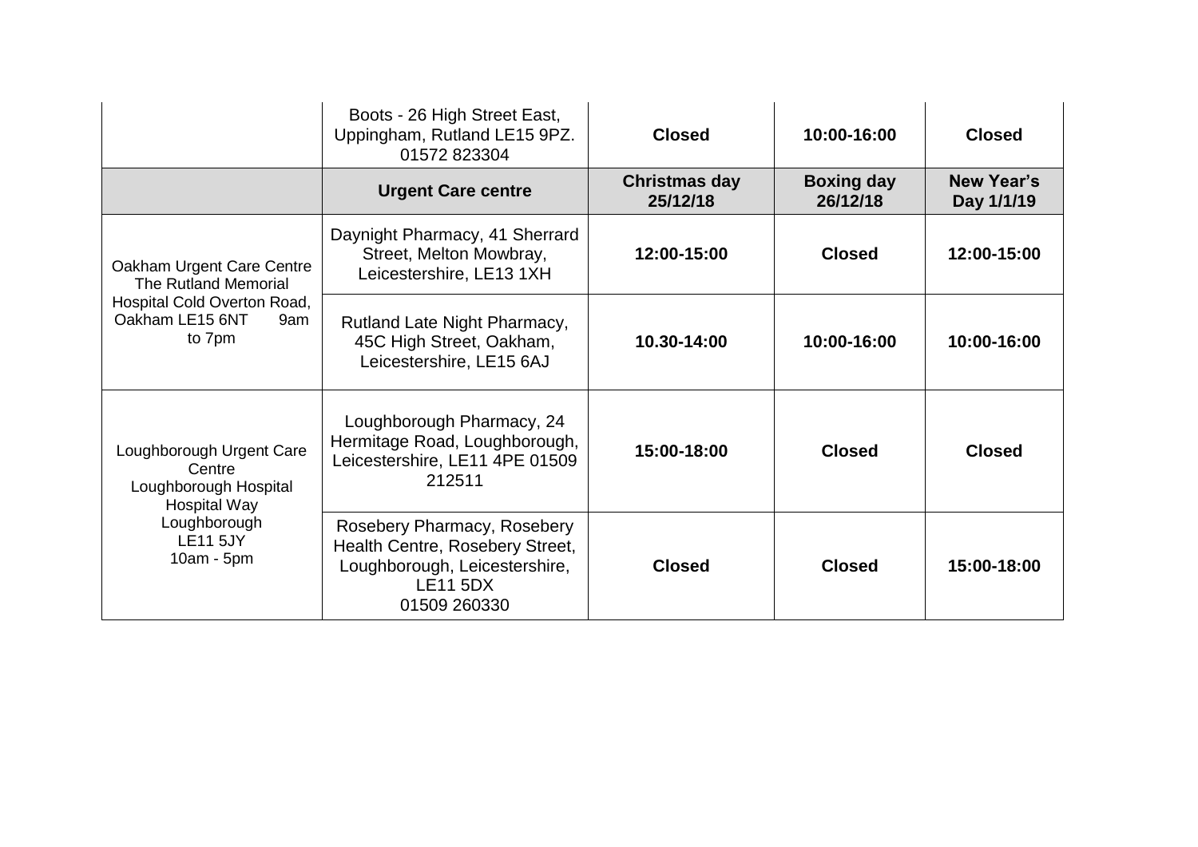| | | | | |
|---|---|---|---|---|
| | Boots - 26 High Street East, Uppingham, Rutland LE15 9PZ. 01572 823304 | **Closed** | **10:00-16:00** | **Closed** |
| | **Urgent Care centre** | **Christmas day 25/12/18** | **Boxing day 26/12/18** | **New Year's Day 1/1/19** |
| Oakham Urgent Care Centre The Rutland Memorial Hospital Cold Overton Road, Oakham LE15 6NT 9am to 7pm | Daynight Pharmacy, 41 Sherrard Street, Melton Mowbray, Leicestershire, LE13 1XH | **12:00-15:00** | **Closed** | **12:00-15:00** |
| | Rutland Late Night Pharmacy, 45C High Street, Oakham, Leicestershire, LE15 6AJ | **10.30-14:00** | **10:00-16:00** | **10:00-16:00** |
| Loughborough Urgent Care Centre Loughborough Hospital Hospital Way Loughborough LE11 5JY 10am - 5pm | Loughborough Pharmacy, 24 Hermitage Road, Loughborough, Leicestershire, LE11 4PE 01509 212511 | **15:00-18:00** | **Closed** | **Closed** |
| | Rosebery Pharmacy, Rosebery Health Centre, Rosebery Street, Loughborough, Leicestershire, LE11 5DX 01509 260330 | **Closed** | **Closed** | **15:00-18:00** |